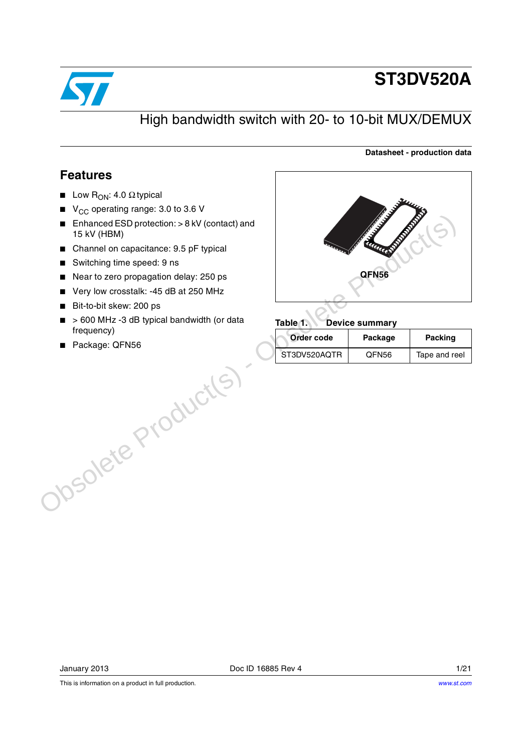# ST3DV520A

## High bandwidth switch with 20- to 10-bit MUX/DEMUX

**Datasheet - production data**

## Features

- Low $R_{ON}$: 4.0 Ω typical
- $V_{CC}$ operating range: 3.0 to 3.6 V
- Enhanced ESD protection: > 8 kV (contact) and 15 kV (HBM)
- Channel on capacitance: 9.5 pF typical
- Switching time speed: 9 ns
- Near to zero propagation delay: 250 ps
- Very low crosstalk: -45 dB at 250 MHz
- Bit-to-bit skew: 200 ps
- > 600 MHz -3 dB typical bandwidth (or data frequency)
- Package: QFN56

QFN56

**Table 1. Device summary**

| Order code | Package | Packing |
|---|---|---|
| ST3DV520AQTR | QFN56 | Tape and reel |

January 2013 Doc ID 16885 Rev 4

This is information on a product in full production.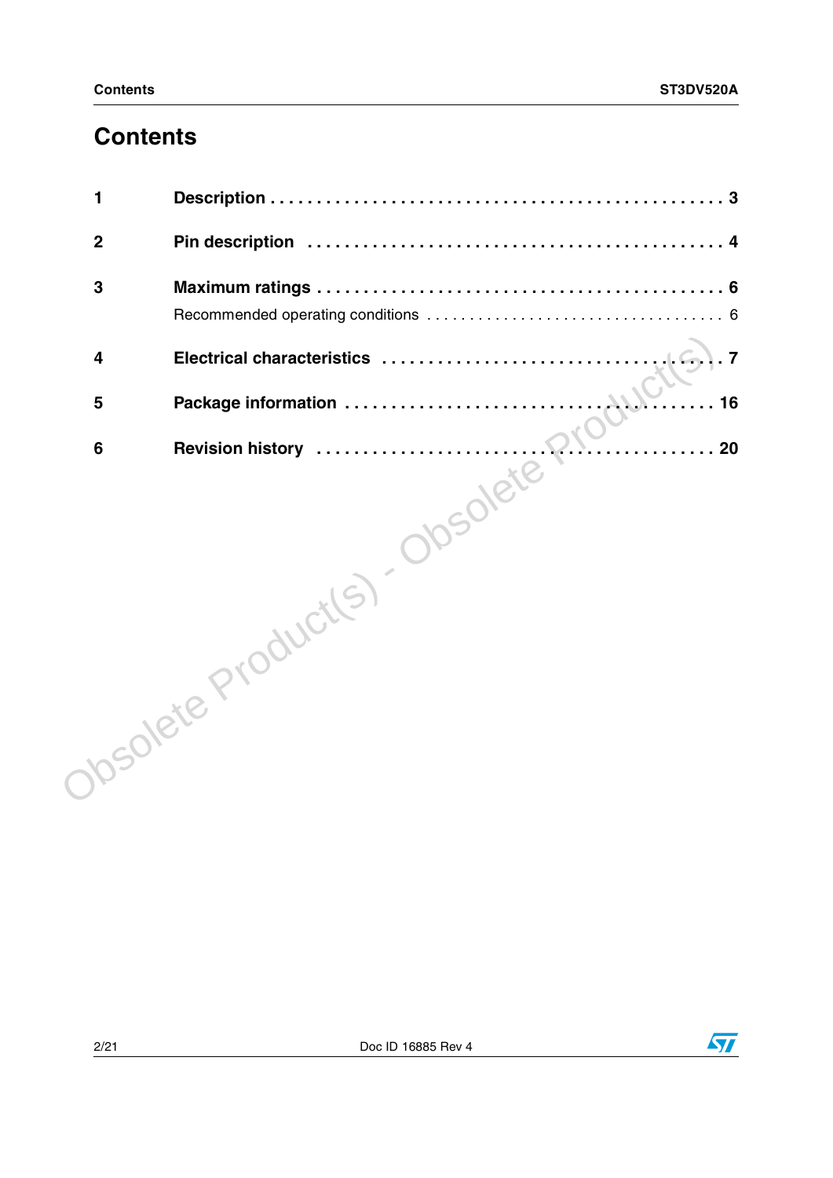# Contents

| | | |
|---|---|---|
| 1 | **Description** | **3** |
| 2 | **Pin description** | **4** |
| 3 | **Maximum ratings** | **6** |
| | Recommended operating conditions | 6 |
| 4 | **Electrical characteristics** | **7** |
| 5 | **Package information** | **16** |
| 6 | **Revision history** | **20** |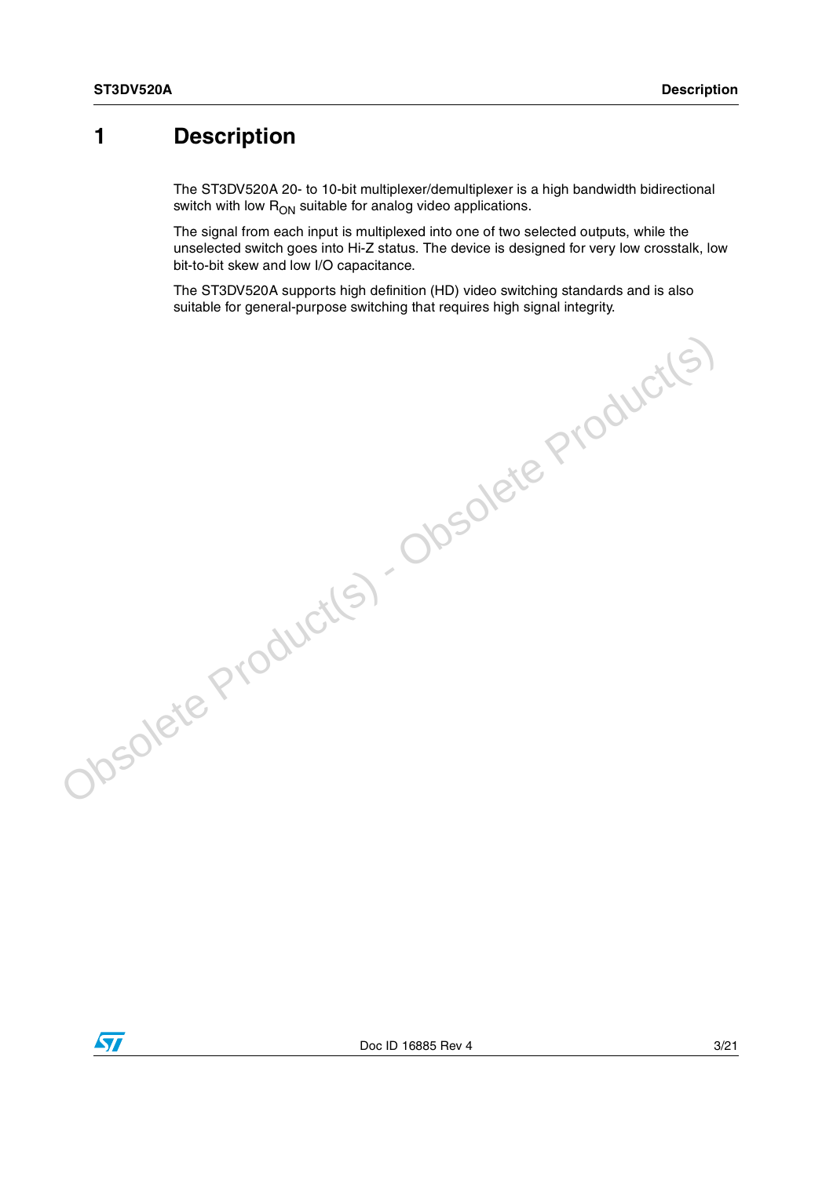# 1 Description

The ST3DV520A 20- to 10-bit multiplexer/demultiplexer is a high bandwidth bidirectional switch with low $R_{ON}$ suitable for analog video applications.

The signal from each input is multiplexed into one of two selected outputs, while the unselected switch goes into Hi-Z status. The device is designed for very low crosstalk, low bit-to-bit skew and low I/O capacitance.

The ST3DV520A supports high definition (HD) video switching standards and is also suitable for general-purpose switching that requires high signal integrity.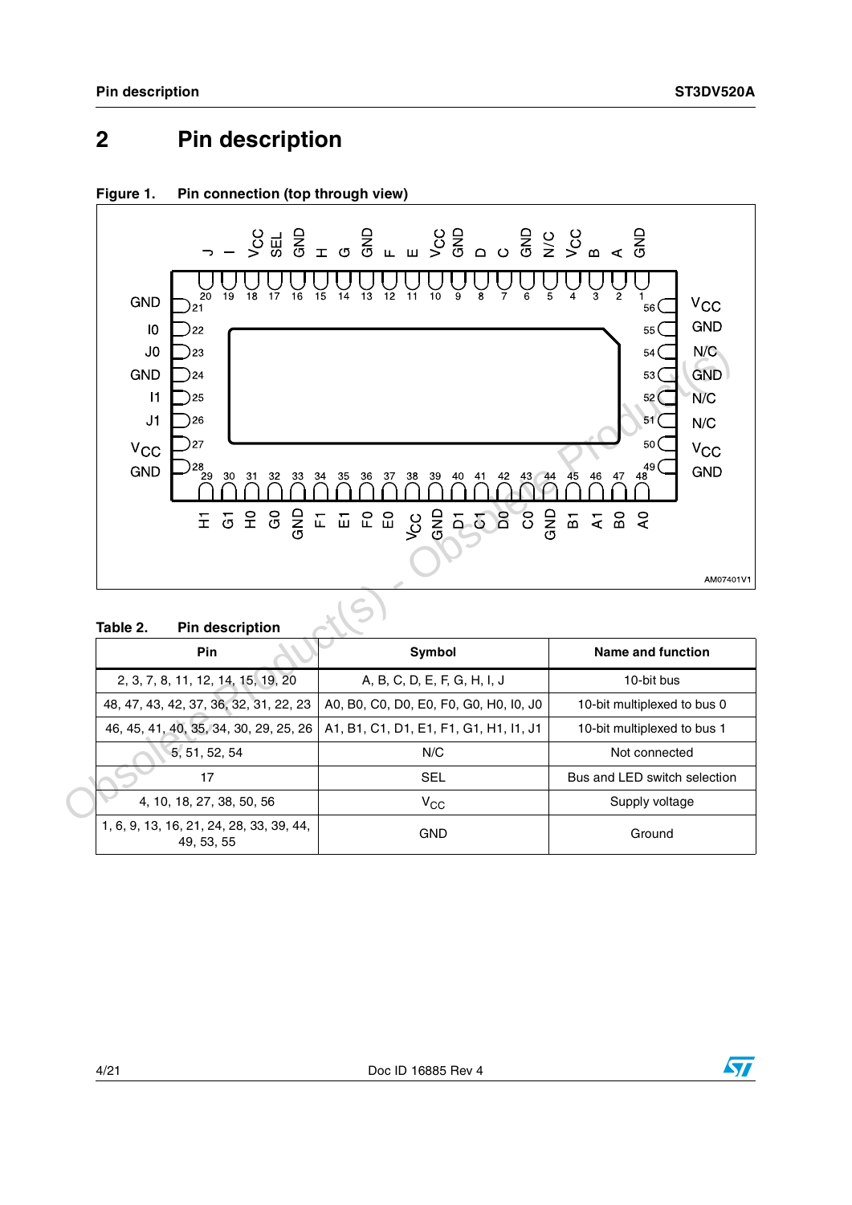# 2 Pin description

**Figure 1. Pin connection (top through view)**

**Table 2. Pin description**

| Pin | Symbol | Name and function |
|---|---|---|
| 2, 3, 7, 8, 11, 12, 14, 15, 19, 20 | A, B, C, D, E, F, G, H, I, J | 10-bit bus |
| 48, 47, 43, 42, 37, 36, 32, 31, 22, 23 | A0, B0, C0, D0, E0, F0, G0, H0, I0, J0 | 10-bit multiplexed to bus 0 |
| 46, 45, 41, 40, 35, 34, 30, 29, 25, 26 | A1, B1, C1, D1, E1, F1, G1, H1, I1, J1 | 10-bit multiplexed to bus 1 |
| 5, 51, 52, 54 | N/C | Not connected |
| 17 | SEL | Bus and LED switch selection |
| 4, 10, 18, 27, 38, 50, 56 | $V_{CC}$ | Supply voltage |
| 1, 6, 9, 13, 16, 21, 24, 28, 33, 39, 44, 49, 53, 55 | GND | Ground |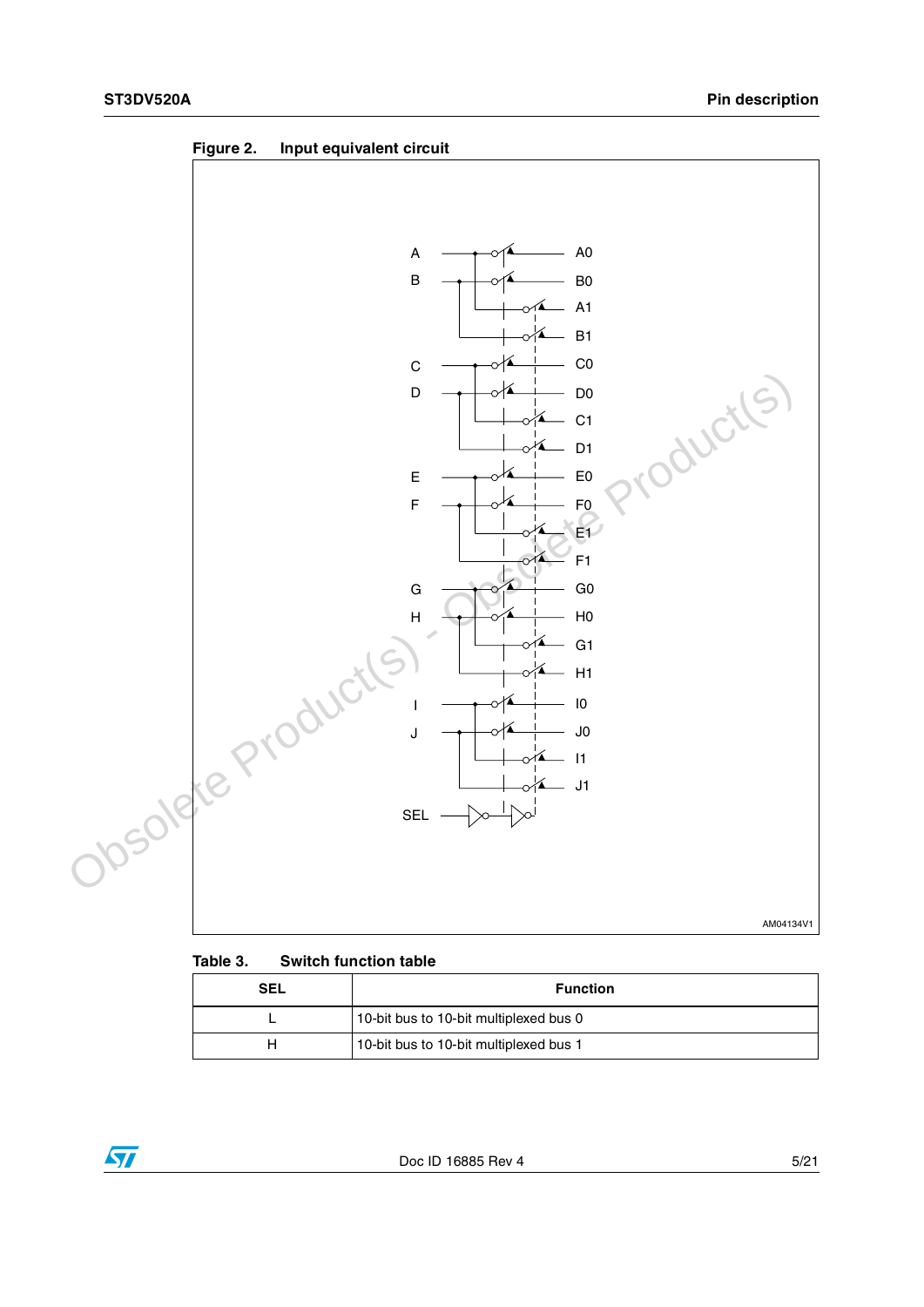**Figure 2. Input equivalent circuit**

**Table 3. Switch function table**

| SEL | Function |
|---|---|
| L | 10-bit bus to 10-bit multiplexed bus 0 |
| H | 10-bit bus to 10-bit multiplexed bus 1 |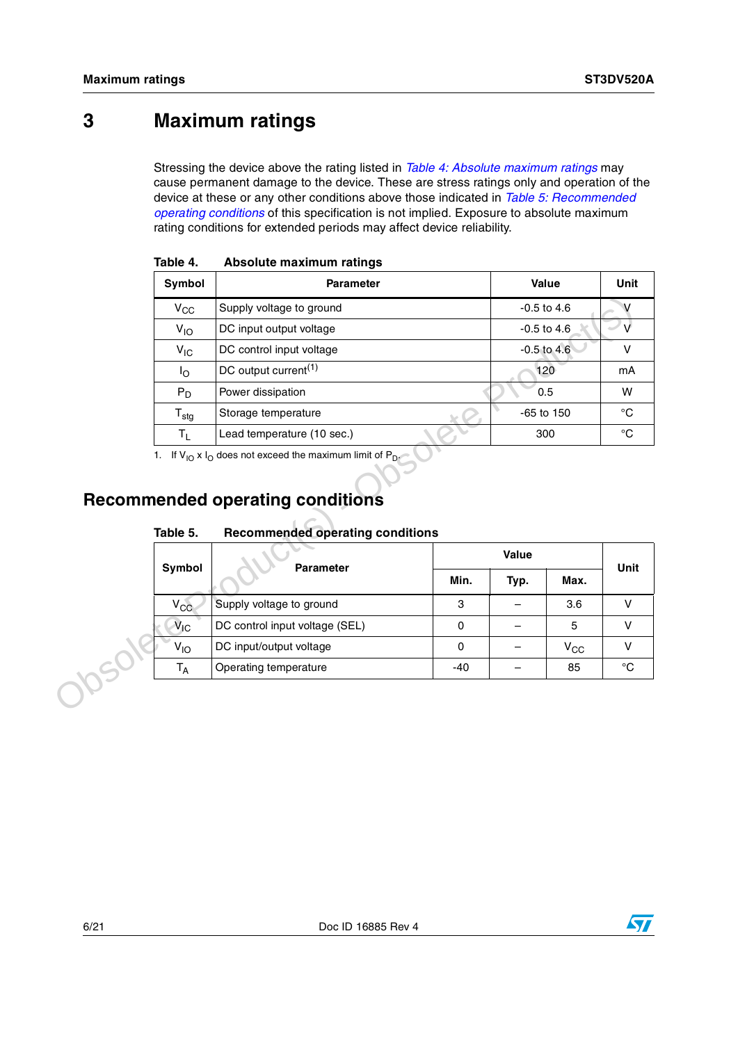# 3 Maximum ratings

Stressing the device above the rating listed in *Table 4: Absolute maximum ratings* may cause permanent damage to the device. These are stress ratings only and operation of the device at these or any other conditions above those indicated in *Table 5: Recommended operating conditions* of this specification is not implied. Exposure to absolute maximum rating conditions for extended periods may affect device reliability.

**Table 4. Absolute maximum ratings**

| Symbol | Parameter | Value | Unit |
|---|---|---|---|
| $V_{CC}$ | Supply voltage to ground | -0.5 to 4.6 | V |
| $V_{IO}$ | DC input output voltage | -0.5 to 4.6 | V |
| $V_{IC}$ | DC control input voltage | -0.5 to 4.6 | V |
| $I_O$ | DC output current[(1)] | 120 | mA |
| $P_D$ | Power dissipation | 0.5 | W |
| $T_{stg}$ | Storage temperature | -65 to 150 | °C |
| $T_L$ | Lead temperature (10 sec.) | 300 | °C |

1. If $V_{IO}$ x $I_O$ does not exceed the maximum limit of $P_D$.

## Recommended operating conditions

**Table 5. Recommended operating conditions**

| Symbol | Parameter | Value | | | Unit |
|---|---|---|---|---|---|
| | | Min. | Typ. | Max. | |
| $V_{CC}$ | Supply voltage to ground | 3 | – | 3.6 | V |
| $V_{IC}$ | DC control input voltage (SEL) | 0 | – | 5 | V |
| $V_{IO}$ | DC input/output voltage | 0 | – | $V_{CC}$ | V |
| $T_A$ | Operating temperature | -40 | – | 85 | °C |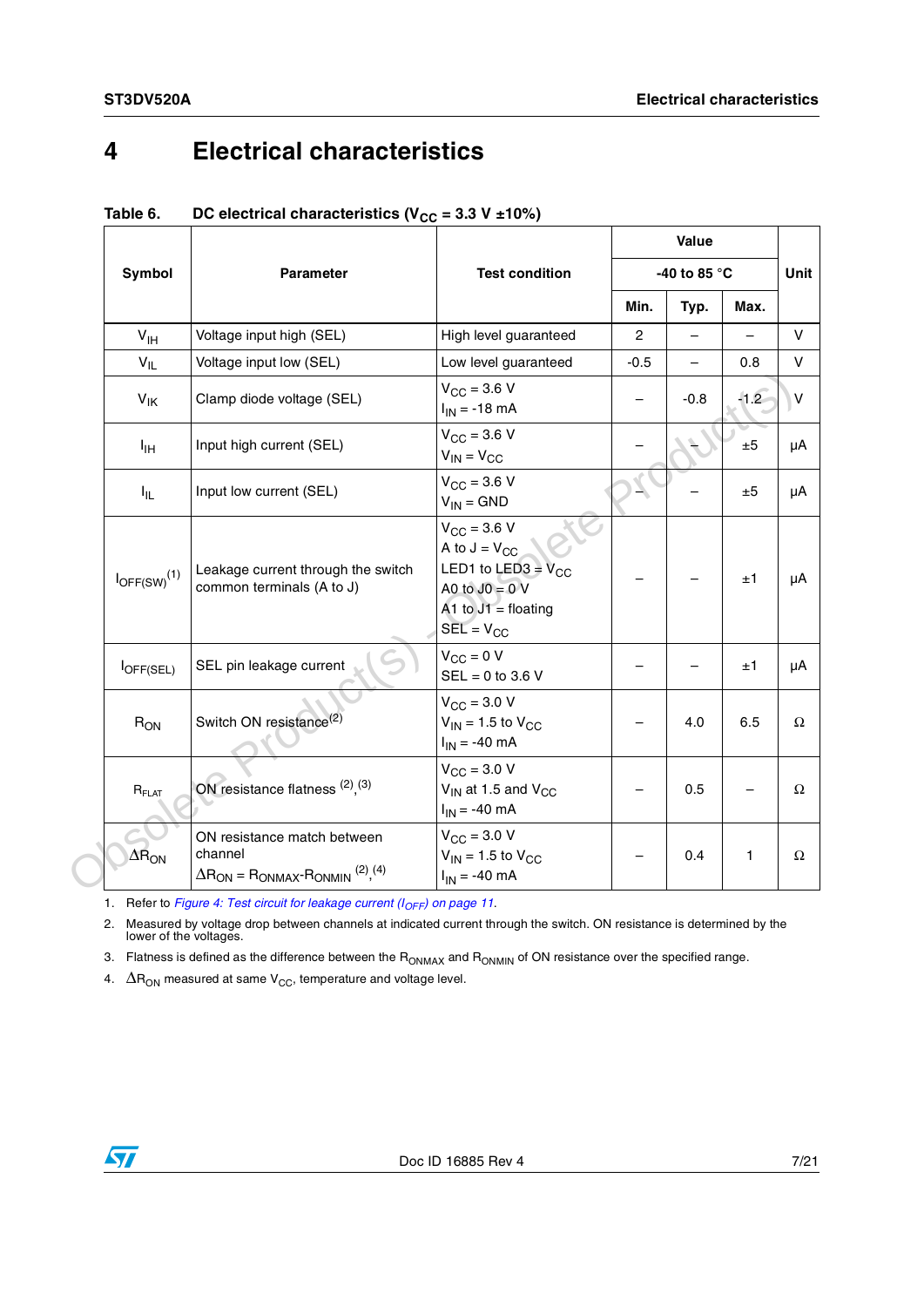# 4 Electrical characteristics

**Table 6. DC electrical characteristics ($V_{CC}$ = 3.3 V ±10%)**

| Symbol | Parameter | Test condition | Value -40 to 85 °C | | | Unit |
|---|---|---|---|---|---|---|
| | | | Min. | Typ. | Max. | |
| $V_{IH}$ | Voltage input high (SEL) | High level guaranteed | 2 | – | – | V |
| $V_{IL}$ | Voltage input low (SEL) | Low level guaranteed | -0.5 | – | 0.8 | V |
| $V_{IK}$ | Clamp diode voltage (SEL) | $V_{CC}$ = 3.6 V<br>$I_{IN}$ = -18 mA | – | -0.8 | -1.2 | V |
| $I_{IH}$ | Input high current (SEL) | $V_{CC}$ = 3.6 V<br>$V_{IN}$ = $V_{CC}$ | – | – | ±5 | µA |
| $I_{IL}$ | Input low current (SEL) | $V_{CC}$ = 3.6 V<br>$V_{IN}$ = GND | – | – | ±5 | µA |
| $I_{OFF(SW)}$[1] | Leakage current through the switch common terminals (A to J) | $V_{CC}$ = 3.6 V<br>A to J = $V_{CC}$<br>LED1 to LED3 = $V_{CC}$<br>A0 to J0 = 0 V<br>A1 to J1 = floating<br>SEL = $V_{CC}$ | – | – | ±1 | µA |
| $I_{OFF(SEL)}$ | SEL pin leakage current | $V_{CC}$ = 0 V<br>SEL = 0 to 3.6 V | – | – | ±1 | µA |
| $R_{ON}$ | Switch ON resistance[2] | $V_{CC}$ = 3.0 V<br>$V_{IN}$ = 1.5 to $V_{CC}$<br>$I_{IN}$ = -40 mA | – | 4.0 | 6.5 | Ω |
| $R_{FLAT}$ | ON resistance flatness [2],[3] | $V_{CC}$ = 3.0 V<br>$V_{IN}$ at 1.5 and $V_{CC}$<br>$I_{IN}$ = -40 mA | – | 0.5 | – | Ω |
| $\Delta R_{ON}$ | ON resistance match between channel<br>$\Delta R_{ON} = R_{ONMAX} - R_{ONMIN}$ [2],[4] | $V_{CC}$ = 3.0 V<br>$V_{IN}$ = 1.5 to $V_{CC}$<br>$I_{IN}$ = -40 mA | – | 0.4 | 1 | Ω |

1. Refer to *Figure 4: Test circuit for leakage current ($I_{OFF}$) on page 11*.
2. Measured by voltage drop between channels at indicated current through the switch. ON resistance is determined by the lower of the voltages.
3. Flatness is defined as the difference between the $R_{ONMAX}$ and $R_{ONMIN}$ of ON resistance over the specified range.
4. $\Delta R_{ON}$ measured at same $V_{CC}$, temperature and voltage level.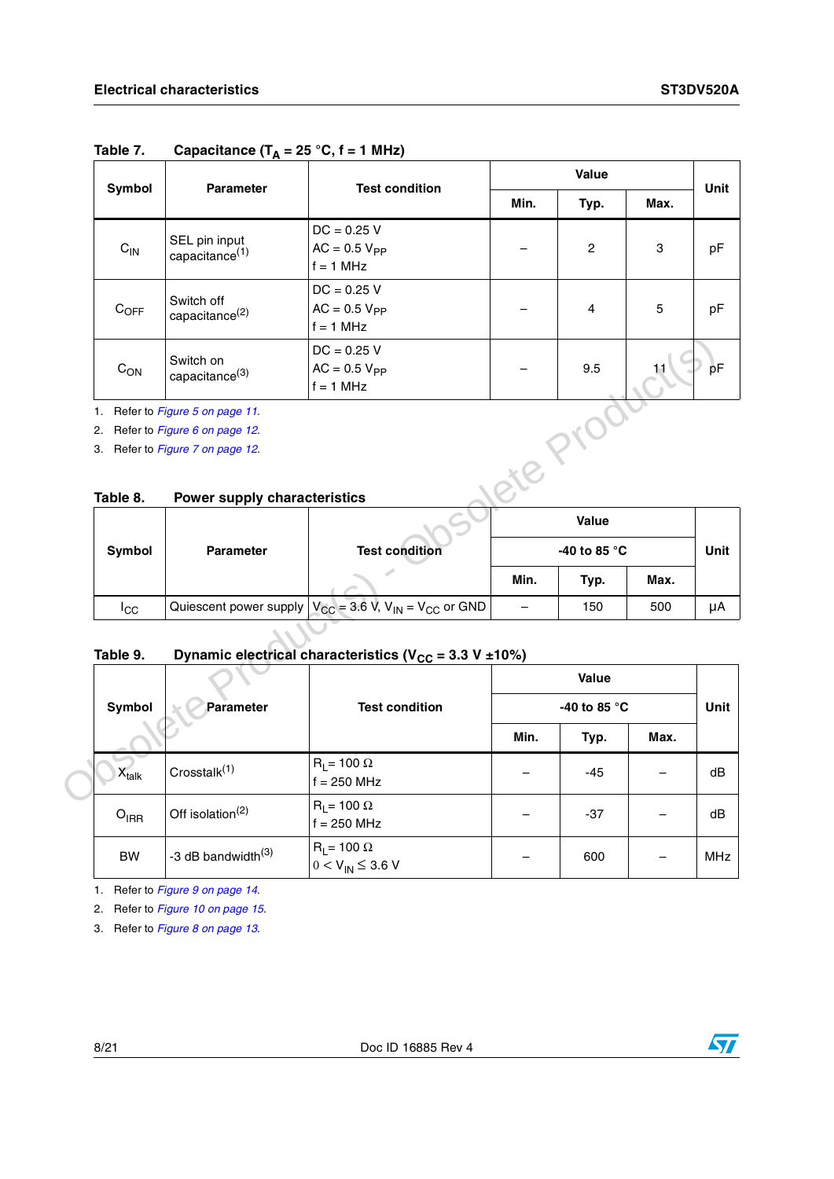Table 7. Capacitance ($T_A$ = 25 °C, f = 1 MHz)

| Symbol | Parameter | Test condition | Value | | | Unit |
|---|---|---|---|---|---|---|
| | | | Min. | Typ. | Max. | |
| $C_{IN}$ | SEL pin input capacitance[1] | DC = 0.25 V<br>AC = 0.5 $V_{PP}$<br>f = 1 MHz | – | 2 | 3 | pF |
| $C_{OFF}$ | Switch off capacitance[2] | DC = 0.25 V<br>AC = 0.5 $V_{PP}$<br>f = 1 MHz | – | 4 | 5 | pF |
| $C_{ON}$ | Switch on capacitance[3] | DC = 0.25 V<br>AC = 0.5 $V_{PP}$<br>f = 1 MHz | – | 9.5 | 11 | pF |

1. Refer to *Figure 5 on page 11*.
2. Refer to *Figure 6 on page 12*.
3. Refer to *Figure 7 on page 12*.

Table 8. Power supply characteristics

| Symbol | Parameter | Test condition | Value | | | Unit |
|---|---|---|---|---|---|---|
| | | | -40 to 85 °C | | | |
| | | | Min. | Typ. | Max. | |
| $I_{CC}$ | Quiescent power supply | $V_{CC}$ = 3.6 V, $V_{IN}$ = $V_{CC}$ or GND | – | 150 | 500 | µA |

Table 9. Dynamic electrical characteristics ($V_{CC}$ = 3.3 V ±10%)

| Symbol | Parameter | Test condition | Value | | | Unit |
|---|---|---|---|---|---|---|
| | | | -40 to 85 °C | | | |
| | | | Min. | Typ. | Max. | |
| $X_{talk}$ | Crosstalk[1] | $R_L$ = 100 Ω<br>f = 250 MHz | – | -45 | – | dB |
| $O_{IRR}$ | Off isolation[2] | $R_L$ = 100 Ω<br>f = 250 MHz | – | -37 | – | dB |
| BW | -3 dB bandwidth[3] | $R_L$ = 100 Ω<br>$0 < V_{IN} \leq 3.6$ V | – | 600 | – | MHz |

1. Refer to *Figure 9 on page 14*.
2. Refer to *Figure 10 on page 15*.
3. Refer to *Figure 8 on page 13*.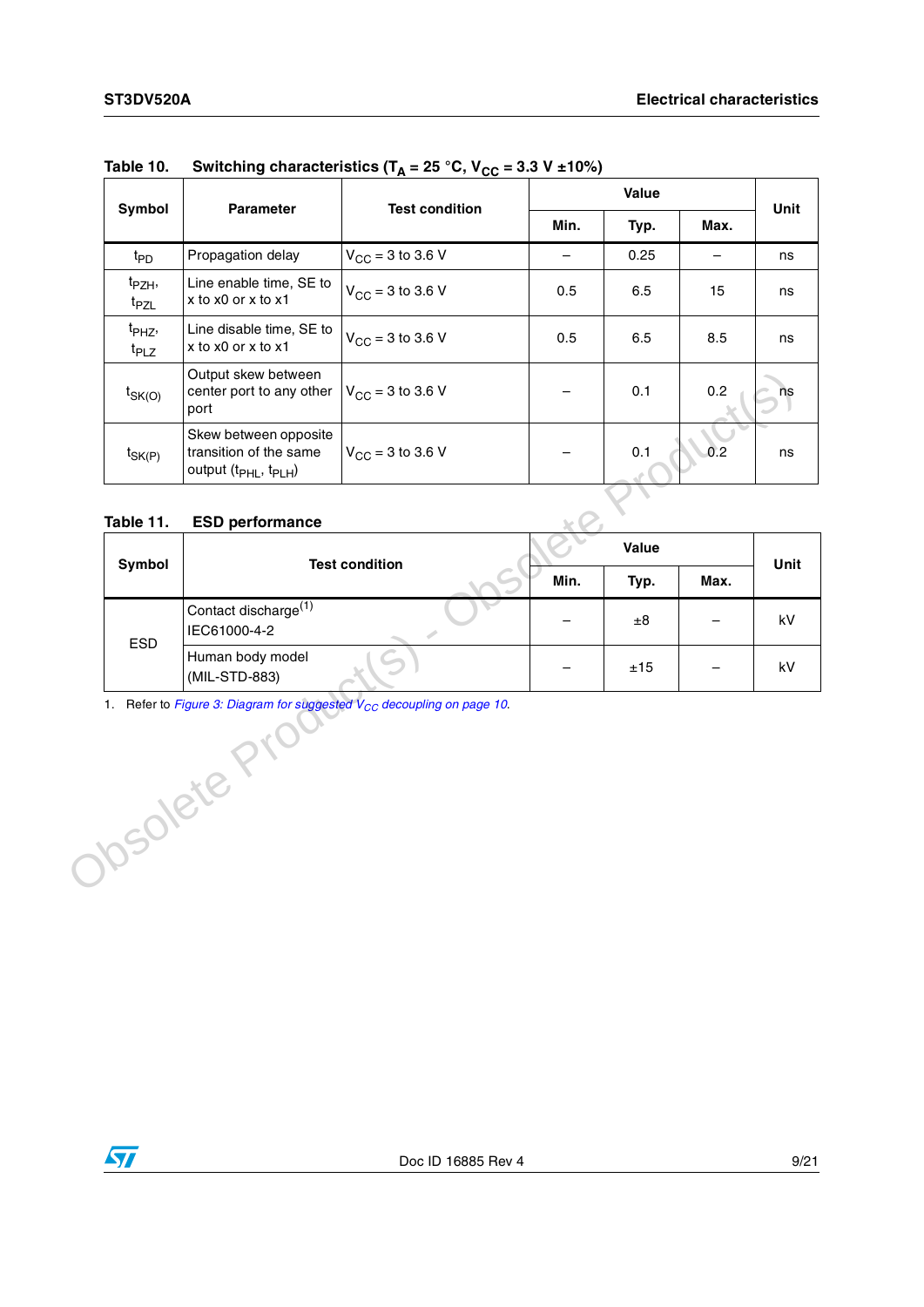Table 10. Switching characteristics ($T_A$ = 25 °C, $V_{CC}$ = 3.3 V ±10%)

| Symbol | Parameter | Test condition | Value | | | Unit |
|---|---|---|---|---|---|---|
| | | | Min. | Typ. | Max. | |
| $t_{PD}$ | Propagation delay | $V_{CC}$ = 3 to 3.6 V | – | 0.25 | – | ns |
| $t_{PZH}$, $t_{PZL}$ | Line enable time, SE to x to x0 or x to x1 | $V_{CC}$ = 3 to 3.6 V | 0.5 | 6.5 | 15 | ns |
| $t_{PHZ}$, $t_{PLZ}$ | Line disable time, SE to x to x0 or x to x1 | $V_{CC}$ = 3 to 3.6 V | 0.5 | 6.5 | 8.5 | ns |
| $t_{SK(O)}$ | Output skew between center port to any other port | $V_{CC}$ = 3 to 3.6 V | – | 0.1 | 0.2 | ns |
| $t_{SK(P)}$ | Skew between opposite transition of the same output ($t_{PHL}$, $t_{PLH}$) | $V_{CC}$ = 3 to 3.6 V | – | 0.1 | 0.2 | ns |

Table 11. ESD performance

| Symbol | Test condition | Value | | | Unit |
|---|---|---|---|---|---|
| | | Min. | Typ. | Max. | |
| ESD | Contact discharge[(1)] IEC61000-4-2 | – | ±8 | – | kV |
| | Human body model (MIL-STD-883) | – | ±15 | – | kV |

1. Refer to *Figure 3: Diagram for suggested $V_{CC}$ decoupling on page 10*.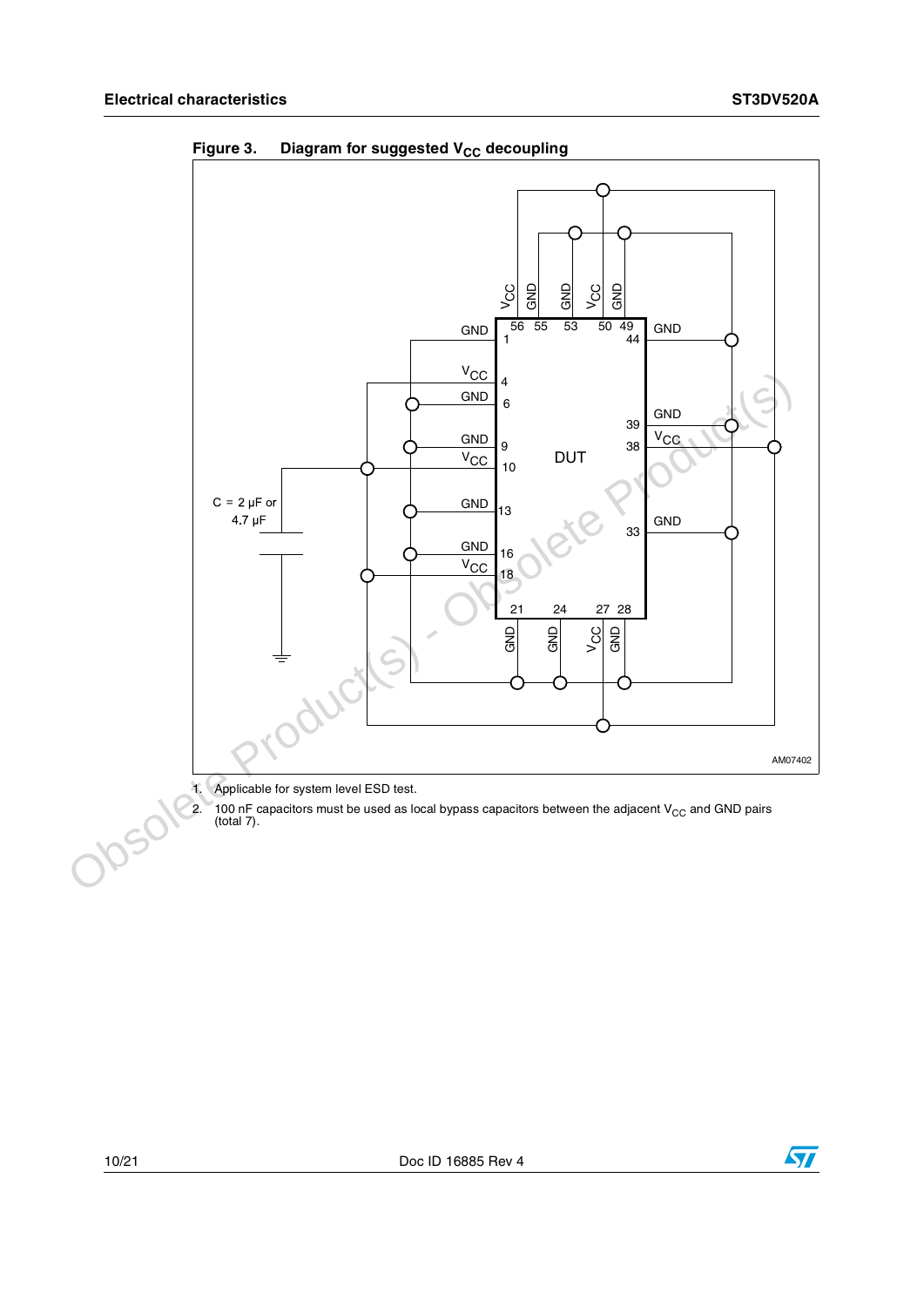Figure 3. Diagram for suggested $V_{CC}$ decoupling

1. Applicable for system level ESD test.
2. 100 nF capacitors must be used as local bypass capacitors between the adjacent $V_{CC}$ and GND pairs (total 7).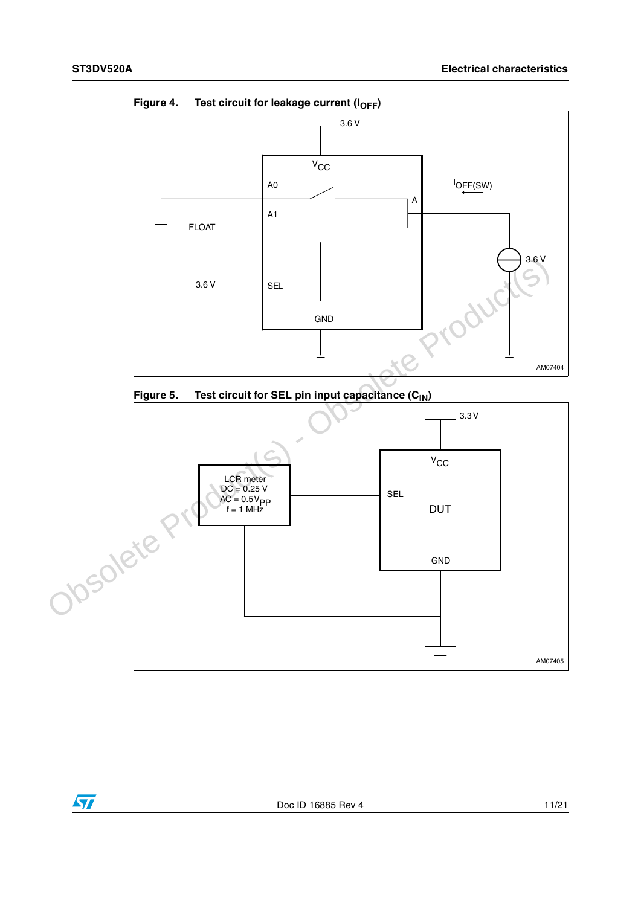Figure 4. Test circuit for leakage current ($I_{OFF}$)

Figure 5. Test circuit for SEL pin input capacitance ($C_{IN}$)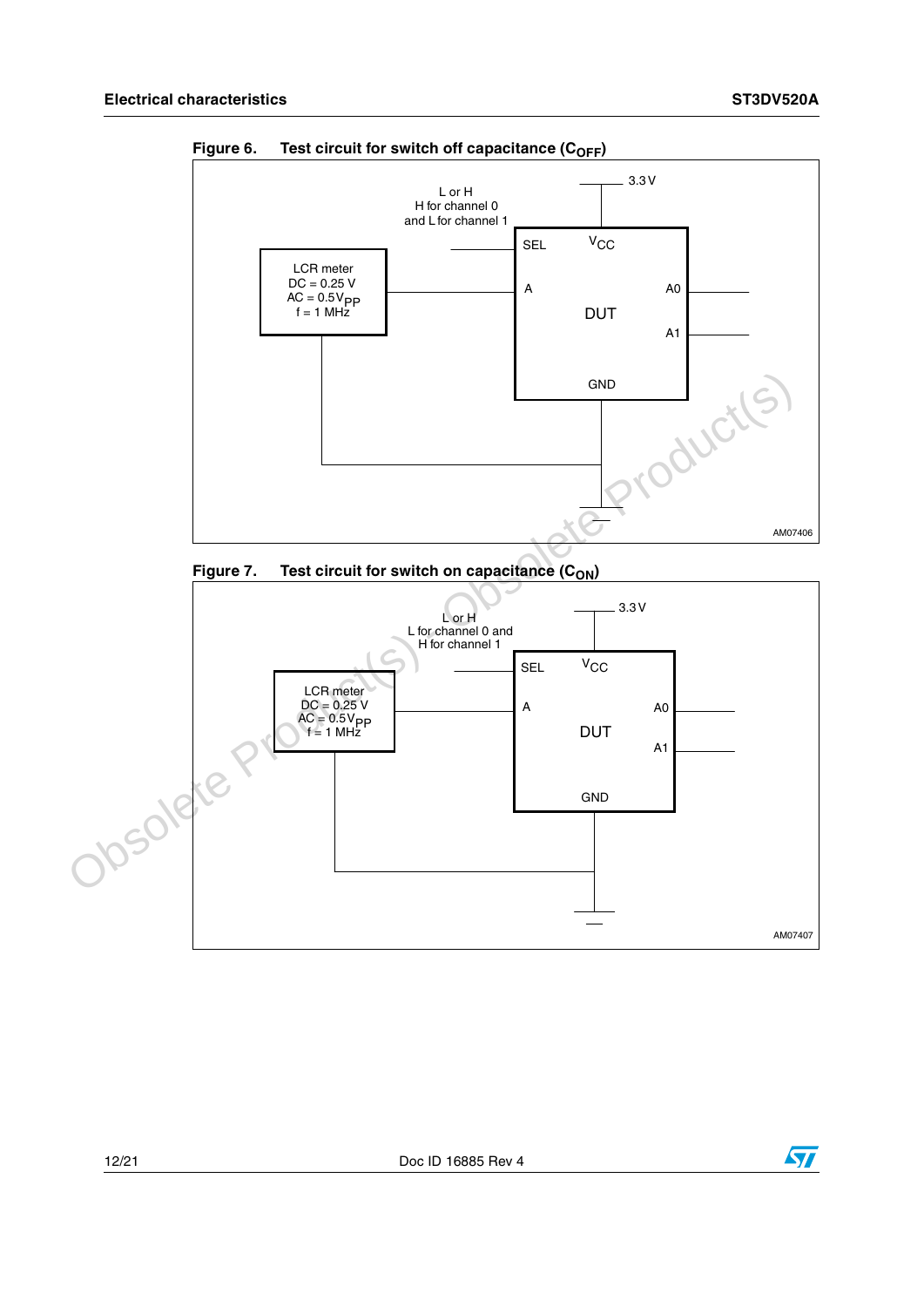**Figure 6. Test circuit for switch off capacitance ($C_{OFF}$)**

L or H
H for channel 0
and L for channel 1

3.3 V

SEL $V_{CC}$

LCR meter
DC = 0.25 V
AC = $0.5V_{PP}$
f = 1 MHz

A A0

DUT

A1

GND

AM07406

**Figure 7. Test circuit for switch on capacitance ($C_{ON}$)**

L or H
L for channel 0 and
H for channel 1

3.3 V

SEL $V_{CC}$

LCR meter
DC = 0.25 V
AC = $0.5V_{PP}$
f = 1 MHz

A A0

DUT

A1

GND

AM07407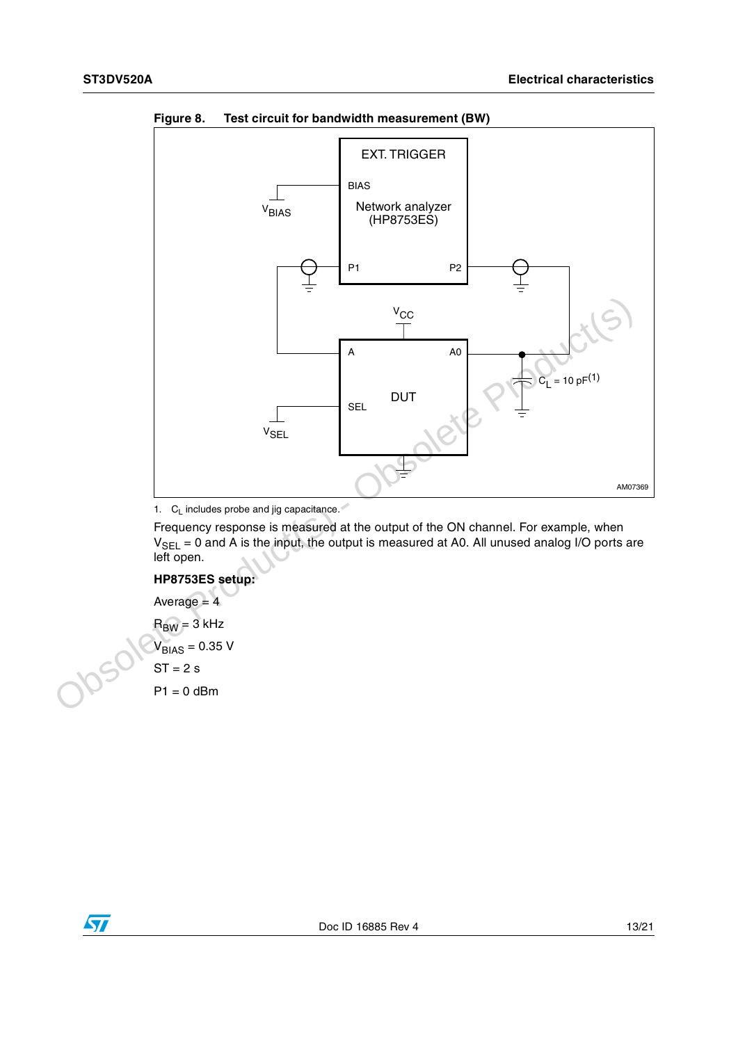**Figure 8. Test circuit for bandwidth measurement (BW)**

1. $C_L$ includes probe and jig capacitance.

Frequency response is measured at the output of the ON channel. For example, when $V_{SEL}$ = 0 and A is the input, the output is measured at A0. All unused analog I/O ports are left open.

**HP8753ES setup:**

Average = 4

$R_{BW}$ = 3 kHz

$V_{BIAS}$ = 0.35 V

ST = 2 s

P1 = 0 dBm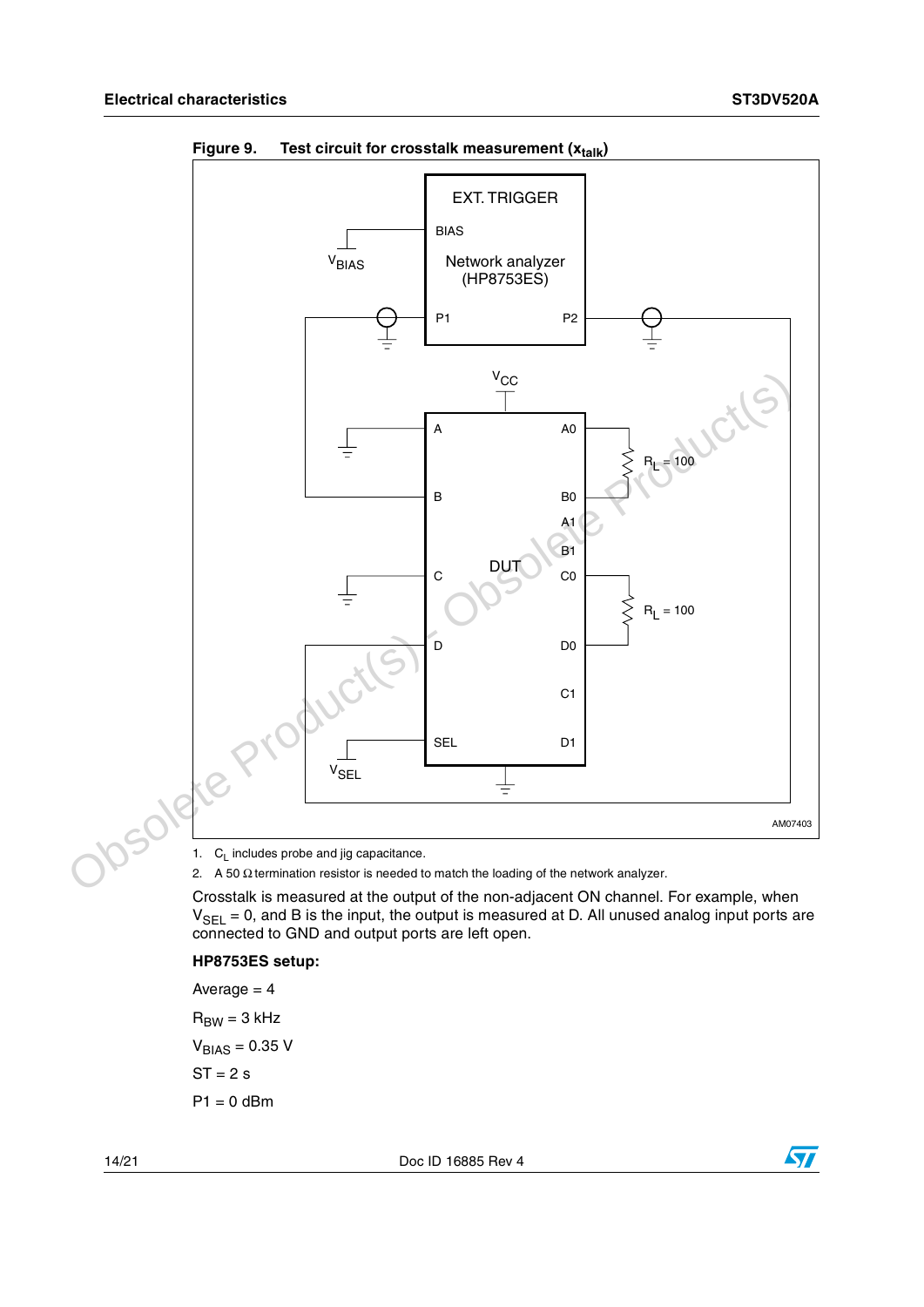**Figure 9. Test circuit for crosstalk measurement ($x_{talk}$)**

1. $C_L$ includes probe and jig capacitance.
2. A 50 Ω termination resistor is needed to match the loading of the network analyzer.

Crosstalk is measured at the output of the non-adjacent ON channel. For example, when $V_{SEL}$ = 0, and B is the input, the output is measured at D. All unused analog input ports are connected to GND and output ports are left open.

**HP8753ES setup:**

Average = 4

$R_{BW}$ = 3 kHz

$V_{BIAS}$ = 0.35 V

ST = 2 s

P1 = 0 dBm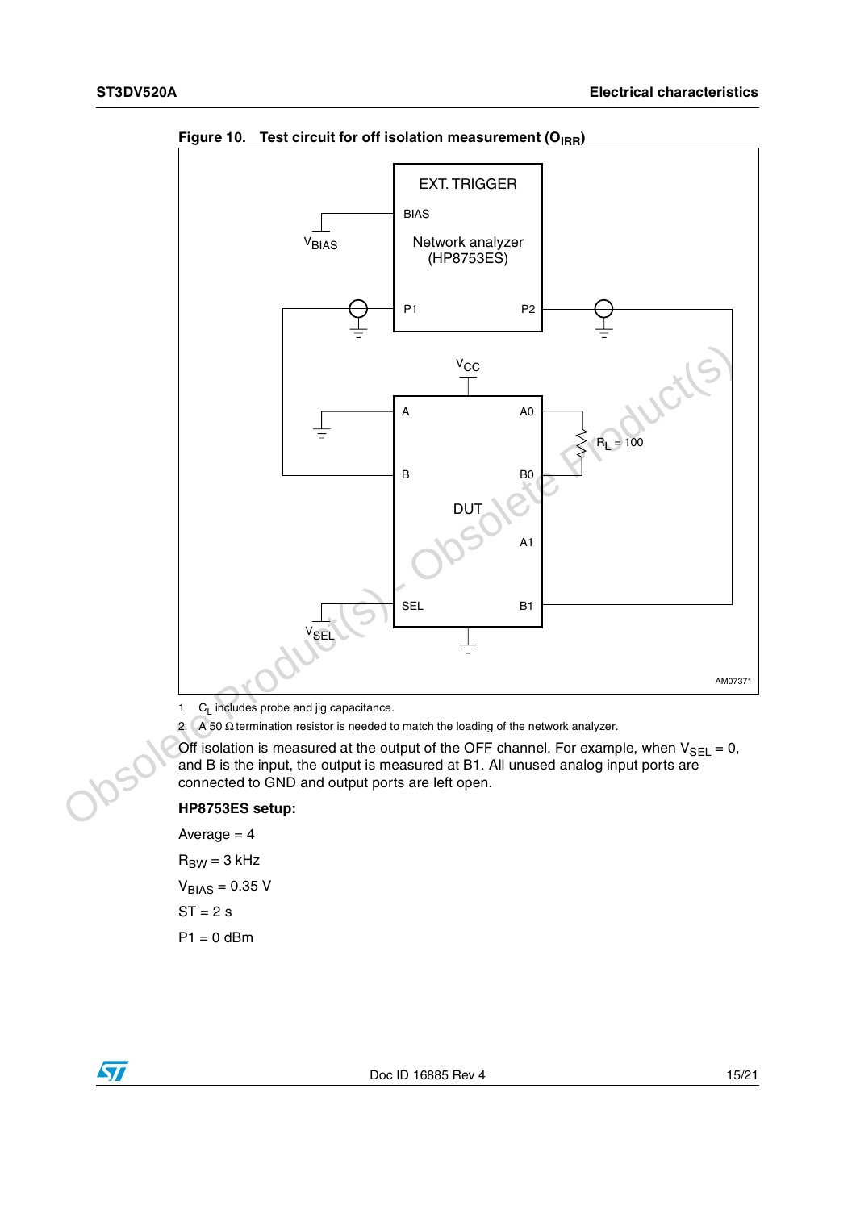**Figure 10. Test circuit for off isolation measurement ($O_{IRR}$)**

1. $C_L$ includes probe and jig capacitance.
2. A 50 Ω termination resistor is needed to match the loading of the network analyzer.

Off isolation is measured at the output of the OFF channel. For example, when $V_{SEL}$ = 0, and B is the input, the output is measured at B1. All unused analog input ports are connected to GND and output ports are left open.

**HP8753ES setup:**

Average = 4

$R_{BW}$ = 3 kHz

$V_{BIAS}$ = 0.35 V

ST = 2 s

P1 = 0 dBm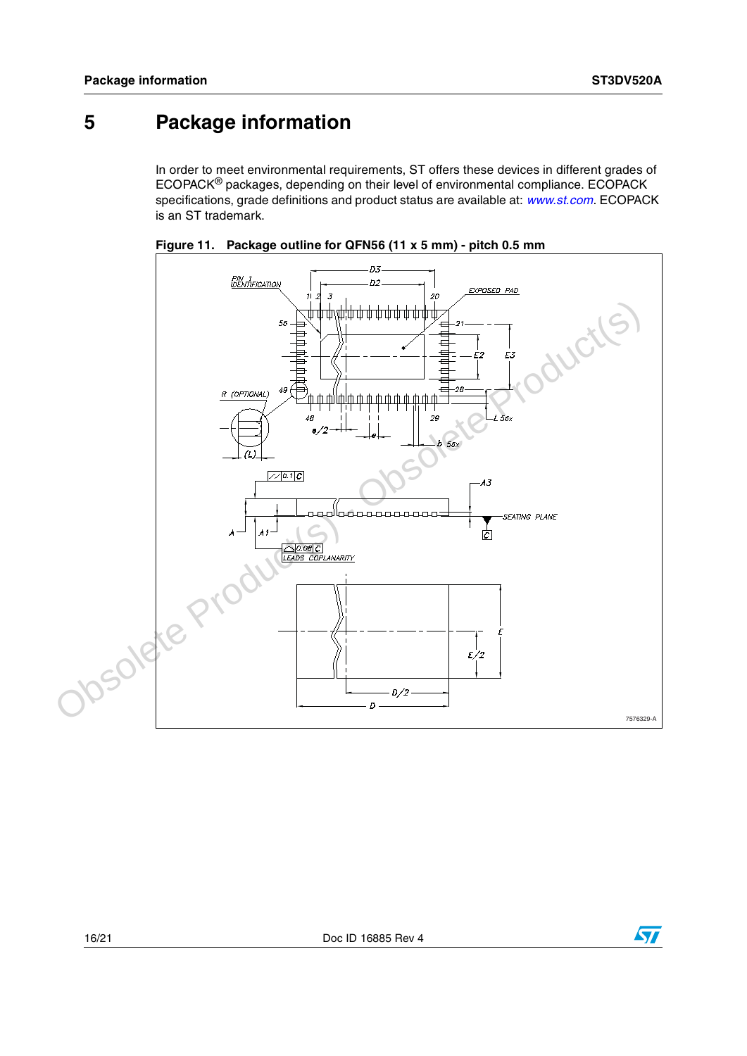# 5 Package information

In order to meet environmental requirements, ST offers these devices in different grades of ECOPACK® packages, depending on their level of environmental compliance. ECOPACK specifications, grade definitions and product status are available at: www.st.com. ECOPACK is an ST trademark.

**Figure 11. Package outline for QFN56 (11 x 5 mm) - pitch 0.5 mm**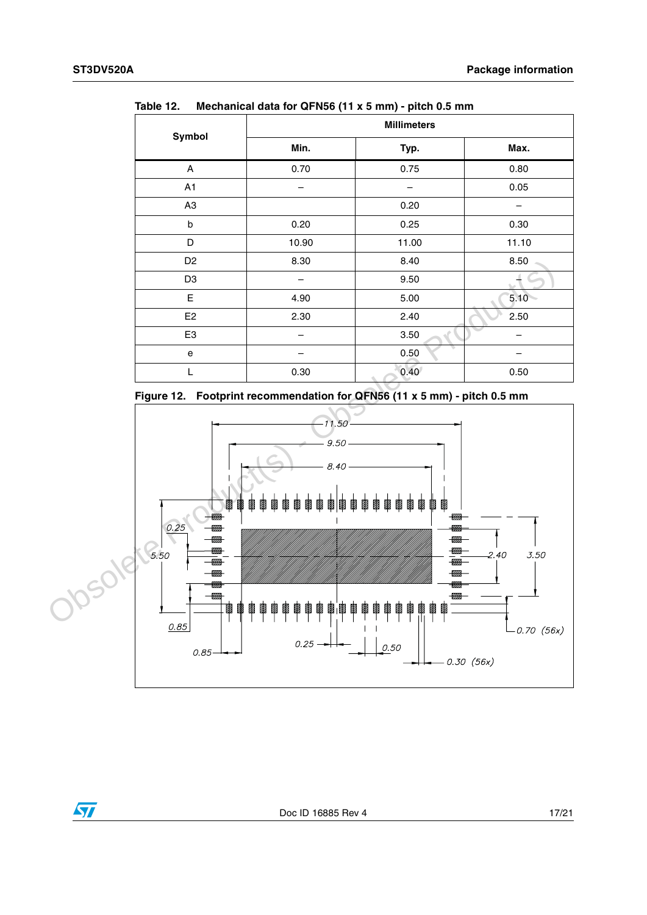Table 12. Mechanical data for QFN56 (11 x 5 mm) - pitch 0.5 mm

| Symbol | Millimeters | | |
|---|---|---|---|
| | Min. | Typ. | Max. |
| A | 0.70 | 0.75 | 0.80 |
| A1 | – | – | 0.05 |
| A3 | | 0.20 | – |
| b | 0.20 | 0.25 | 0.30 |
| D | 10.90 | 11.00 | 11.10 |
| D2 | 8.30 | 8.40 | 8.50 |
| D3 | – | 9.50 | – |
| E | 4.90 | 5.00 | 5.10 |
| E2 | 2.30 | 2.40 | 2.50 |
| E3 | – | 3.50 | – |
| e | – | 0.50 | – |
| L | 0.30 | 0.40 | 0.50 |

Figure 12. Footprint recommendation for QFN56 (11 x 5 mm) - pitch 0.5 mm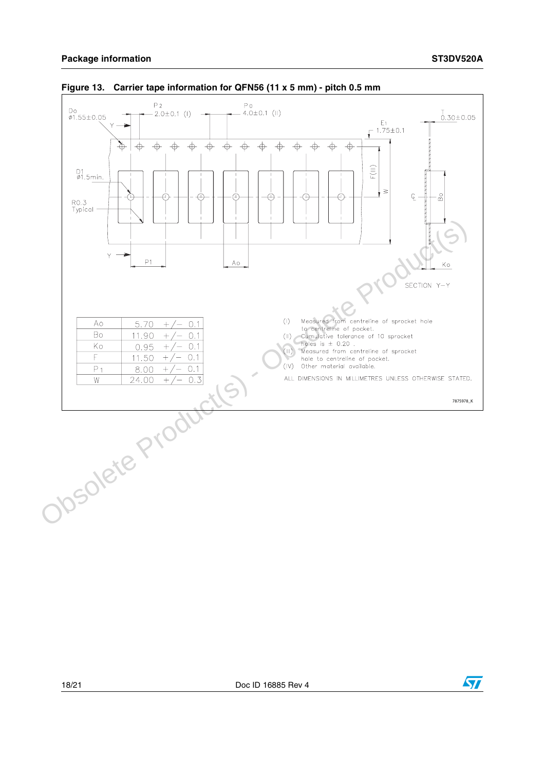Figure 13. Carrier tape information for QFN56 (11 x 5 mm) - pitch 0.5 mm

| | |
|---|---|
| Ao | 5.70 +/− 0.1 |
| Bo | 11.90 +/− 0.1 |
| Ko | 0.95 +/− 0.1 |
| F | 11.50 +/− 0.1 |
| $P_1$ | 8.00 +/− 0.1 |
| W | 24.00 +/− 0.3 |

(I) Measured from centreline of sprocket hole to centreline of pocket.
(II) Cumulative tolerance of 10 sprocket holes is ± 0.20 .
(III) Measured from centreline of sprocket hole to centreline of pocket.
(IV) Other material available.

ALL DIMENSIONS IN MILLIMETRES UNLESS OTHERWISE STATED.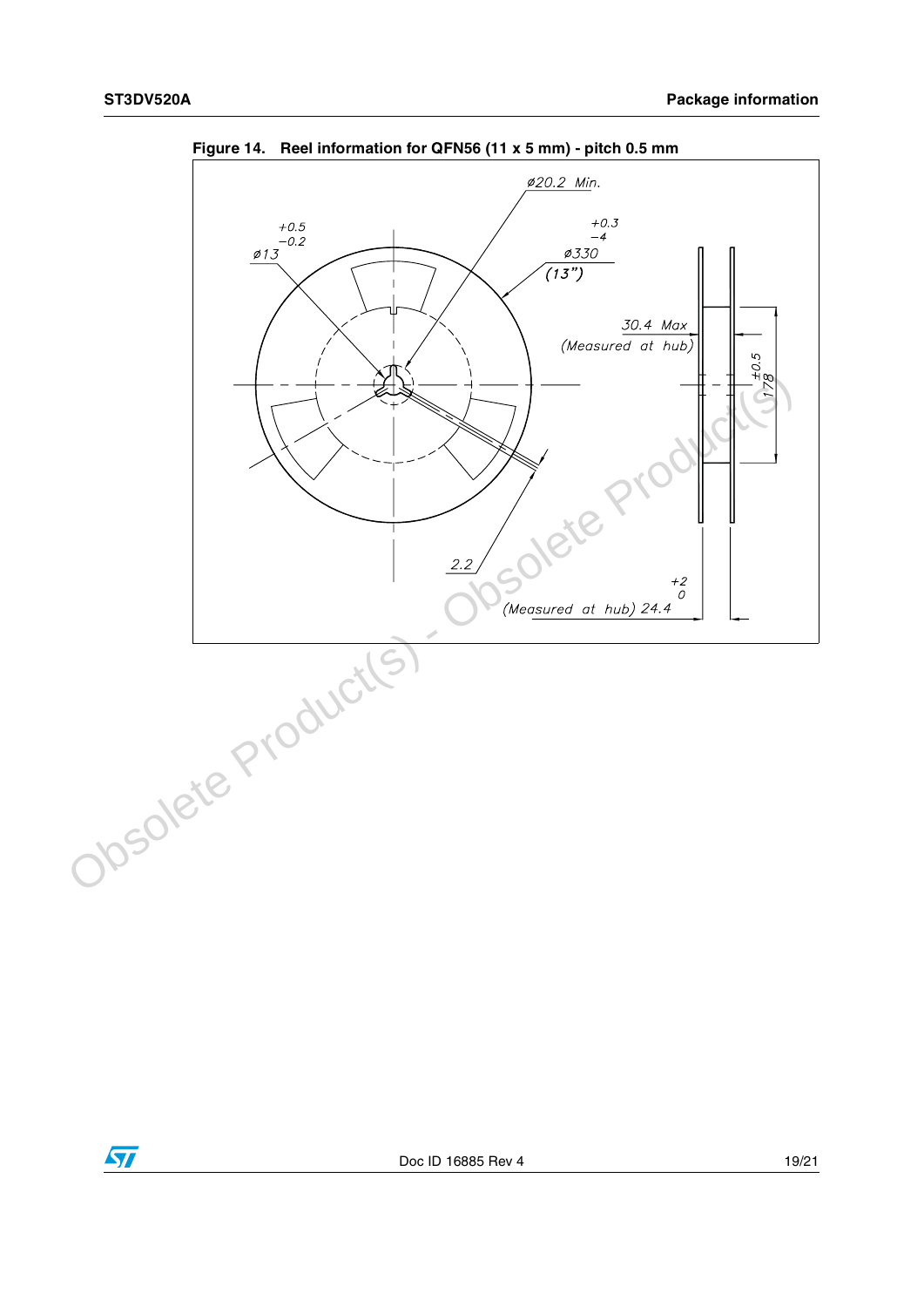Figure 14. Reel information for QFN56 (11 x 5 mm) - pitch 0.5 mm

Ø20.2 Min.

Ø13 +0.5 −0.2

Ø330 +0.3 −4 (13")

30.4 Max (Measured at hub)

178 ±0.5

2.2

(Measured at hub) 24.4 +2 0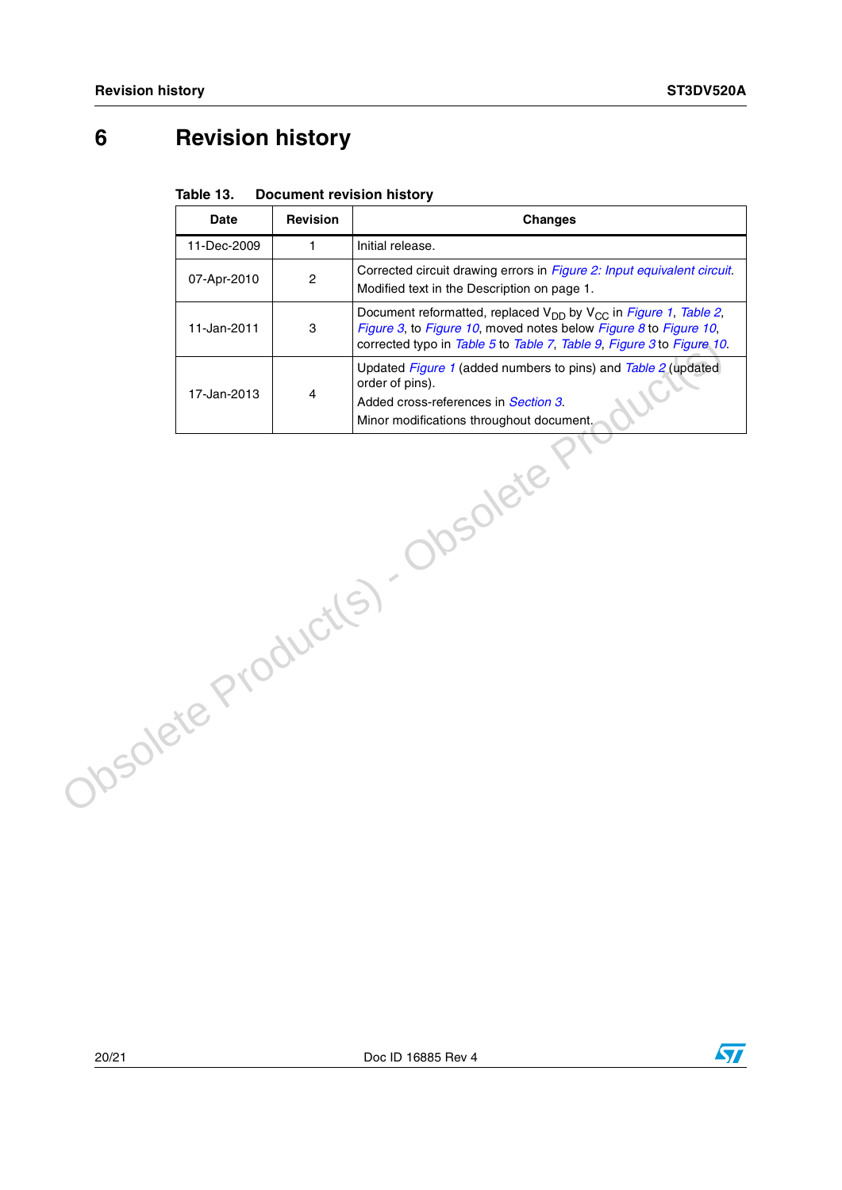# 6 Revision history

**Table 13. Document revision history**

| Date | Revision | Changes |
|---|---|---|
| 11-Dec-2009 | 1 | Initial release. |
| 07-Apr-2010 | 2 | Corrected circuit drawing errors in *Figure 2: Input equivalent circuit*. Modified text in the Description on page 1. |
| 11-Jan-2011 | 3 | Document reformatted, replaced $V_{DD}$ by $V_{CC}$ in *Figure 1*, *Table 2*, *Figure 3*, to *Figure 10*, moved notes below *Figure 8* to *Figure 10*, corrected typo in *Table 5* to *Table 7*, *Table 9*, *Figure 3* to *Figure 10*. |
| 17-Jan-2013 | 4 | Updated *Figure 1* (added numbers to pins) and *Table 2* (updated order of pins). Added cross-references in *Section 3*. Minor modifications throughout document. |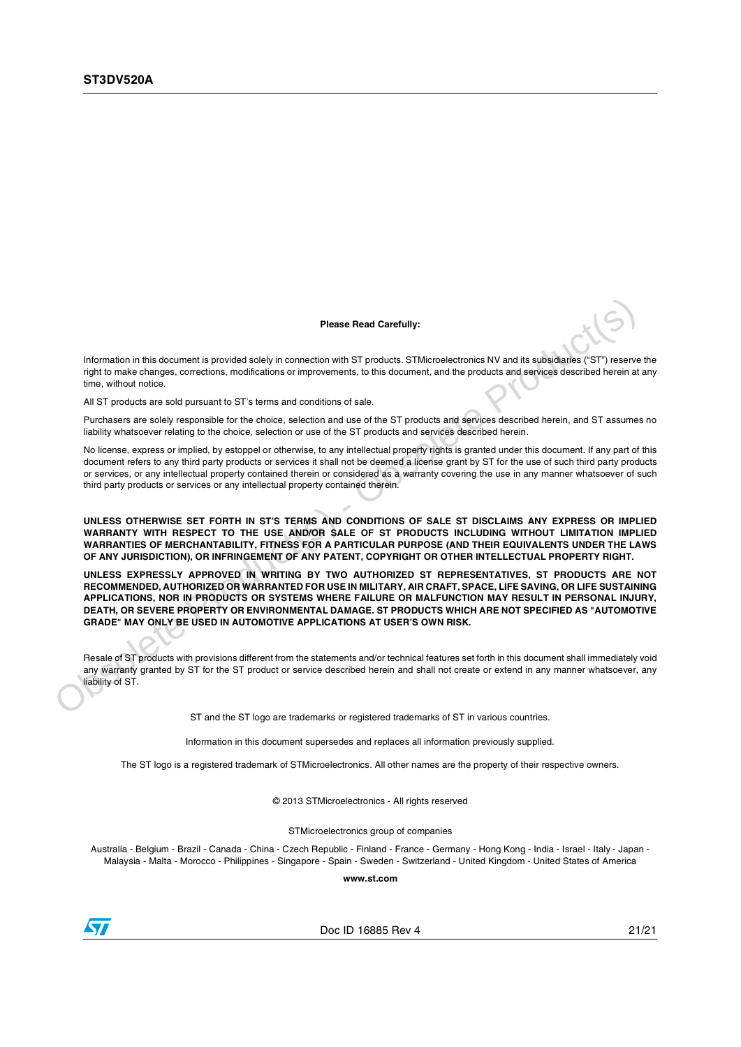**Please Read Carefully:**

Information in this document is provided solely in connection with ST products. STMicroelectronics NV and its subsidiaries ("ST") reserve the right to make changes, corrections, modifications or improvements, to this document, and the products and services described herein at any time, without notice.

All ST products are sold pursuant to ST's terms and conditions of sale.

Purchasers are solely responsible for the choice, selection and use of the ST products and services described herein, and ST assumes no liability whatsoever relating to the choice, selection or use of the ST products and services described herein.

No license, express or implied, by estoppel or otherwise, to any intellectual property rights is granted under this document. If any part of this document refers to any third party products or services it shall not be deemed a license grant by ST for the use of such third party products or services, or any intellectual property contained therein or considered as a warranty covering the use in any manner whatsoever of such third party products or services or any intellectual property contained therein.

**UNLESS OTHERWISE SET FORTH IN ST'S TERMS AND CONDITIONS OF SALE ST DISCLAIMS ANY EXPRESS OR IMPLIED WARRANTY WITH RESPECT TO THE USE AND/OR SALE OF ST PRODUCTS INCLUDING WITHOUT LIMITATION IMPLIED WARRANTIES OF MERCHANTABILITY, FITNESS FOR A PARTICULAR PURPOSE (AND THEIR EQUIVALENTS UNDER THE LAWS OF ANY JURISDICTION), OR INFRINGEMENT OF ANY PATENT, COPYRIGHT OR OTHER INTELLECTUAL PROPERTY RIGHT.**

**UNLESS EXPRESSLY APPROVED IN WRITING BY TWO AUTHORIZED ST REPRESENTATIVES, ST PRODUCTS ARE NOT RECOMMENDED, AUTHORIZED OR WARRANTED FOR USE IN MILITARY, AIR CRAFT, SPACE, LIFE SAVING, OR LIFE SUSTAINING APPLICATIONS, NOR IN PRODUCTS OR SYSTEMS WHERE FAILURE OR MALFUNCTION MAY RESULT IN PERSONAL INJURY, DEATH, OR SEVERE PROPERTY OR ENVIRONMENTAL DAMAGE. ST PRODUCTS WHICH ARE NOT SPECIFIED AS "AUTOMOTIVE GRADE" MAY ONLY BE USED IN AUTOMOTIVE APPLICATIONS AT USER'S OWN RISK.**

Resale of ST products with provisions different from the statements and/or technical features set forth in this document shall immediately void any warranty granted by ST for the ST product or service described herein and shall not create or extend in any manner whatsoever, any liability of ST.

ST and the ST logo are trademarks or registered trademarks of ST in various countries.

Information in this document supersedes and replaces all information previously supplied.

The ST logo is a registered trademark of STMicroelectronics. All other names are the property of their respective owners.

© 2013 STMicroelectronics - All rights reserved

STMicroelectronics group of companies

Australia - Belgium - Brazil - Canada - China - Czech Republic - Finland - France - Germany - Hong Kong - India - Israel - Italy - Japan - Malaysia - Malta - Morocco - Philippines - Singapore - Spain - Sweden - Switzerland - United Kingdom - United States of America

**www.st.com**